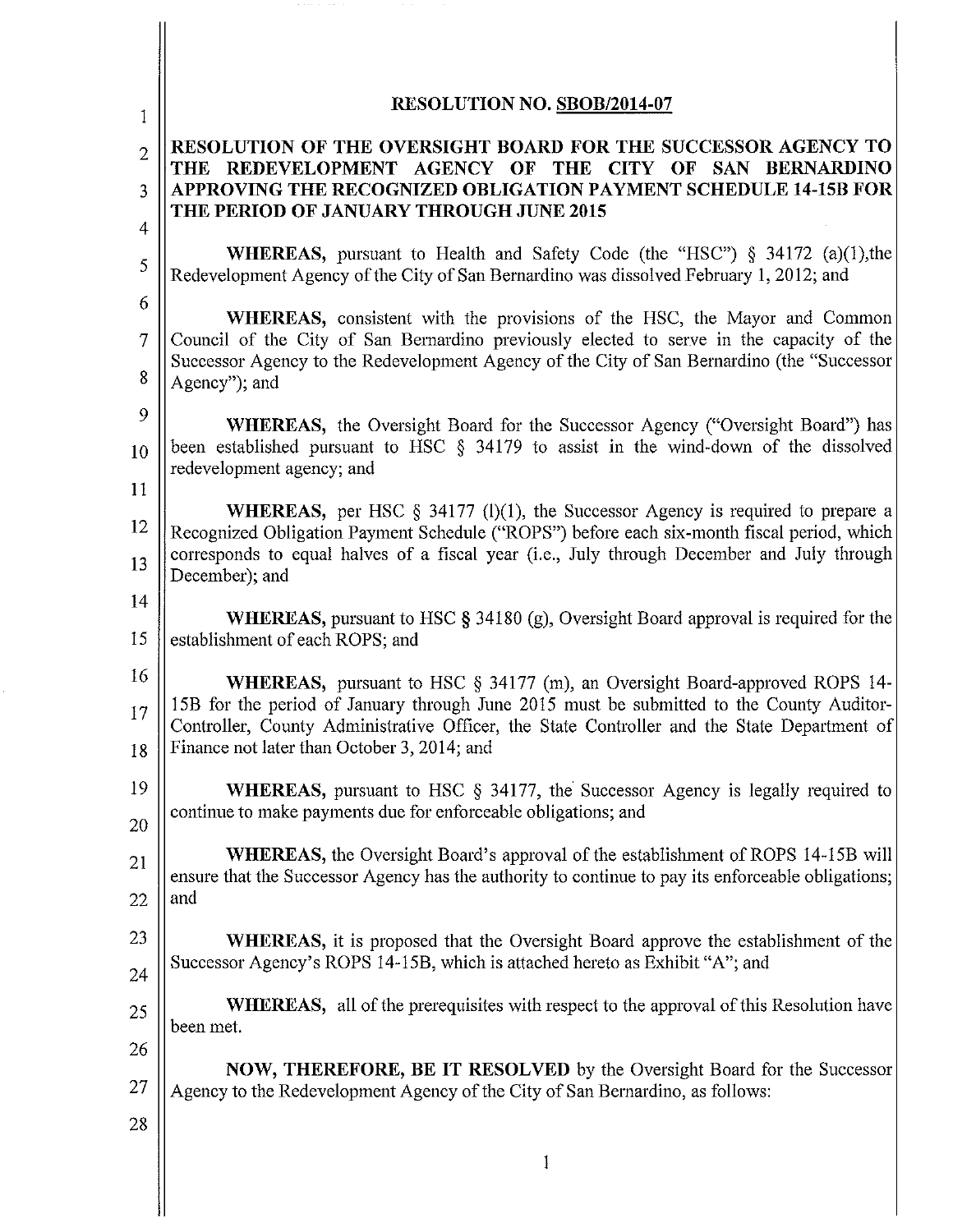# RESOLUTION NO. SBOB/2014-07

**RESOLUTION OF THE OVERSIGHT BOARD FOR THE SUCCESSOR AGENCY TO THE REDEVELOPMENT AGENCY OF THE CITY OF SAN BERNARDINO APPROVING THE RECOGNIZED OBLIGATION PAYMENT SCHEDULE 14-15B FOR THE PERIOD OF JANUARY THROUGH JUNE 2015**

**WHEREAS,** pursuant to Health and Safety Code (the "HSC") § 34172 (a)(1),the Redevelopment Agency of the City of San Bernardino was dissolved February 1, 2012; and

**WHEREAS,** consistent with the provisions of the HSC, the Mayor and Common Council of the City of San Bernardino previously elected to serve in the capacity of the Successor Agency to the Redevelopment Agency of the City of San Bernardino (the "Successor Agency"); and

**WHEREAS,** the Oversight Board for the Successor Agency ("Oversight Board") has been established pursuant to HSC § 34179 to assist in the wind-down of the dissolved redevelopment agency; and

**WHEREAS,** per HSC § 34177 (l)(1), the Successor Agency is required to prepare a Recognized Obligation Payment Schedule ("ROPS") before each six-month fiscal period, which corresponds to equal halves of a fiscal year (i.e., July through December and July through December); and

**WHEREAS,** pursuant to HSC § 34180 (g), Oversight Board approval is required for the establishment of each ROPS; and

**WHEREAS,** pursuant to HSC § 34177 (m), an Oversight Board-approved ROPS 14-15B for the period of January through June 2015 must be submitted to the County Auditor-Controller, County Administrative Officer, the State Controller and the State Department of Finance not later than October 3, 2014; and

**WHEREAS,** pursuant to HSC § 34177, the Successor Agency is legally required to continue to make payments due for enforceable obligations; and

**WHEREAS,** the Oversight Board's approval of the establishment of ROPS 14-15B will ensure that the Successor Agency has the authority to continue to pay its enforceable obligations; and

**WHEREAS,** it is proposed that the Oversight Board approve the establishment of the Successor Agency's ROPS 14-15B, which is attached hereto as Exhibit "A"; and

**WHEREAS,** all of the prerequisites with respect to the approval of this Resolution have been met.

**NOW, THEREFORE, BE IT RESOLVED** by the Oversight Board for the Successor Agency to the Redevelopment Agency of the City of San Bernardino, as follows: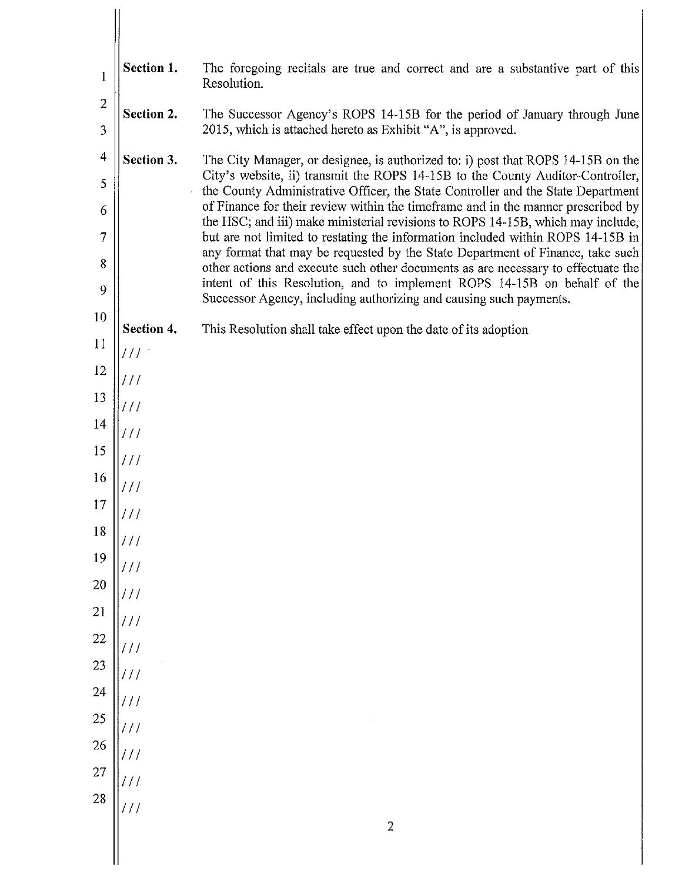**Section 1.** The foregoing recitals are true and correct and are a substantive part of this Resolution.

**Section 2.** The Successor Agency's ROPS 14-15B for the period of January through June 2015, which is attached hereto as Exhibit "A", is approved.

**Section 3.** The City Manager, or designee, is authorized to: i) post that ROPS 14-15B on the City's website, ii) transmit the ROPS 14-15B to the County Auditor-Controller, the County Administrative Officer, the State Controller and the State Department of Finance for their review within the timeframe and in the manner prescribed by the HSC; and iii) make ministerial revisions to ROPS 14-15B, which may include, but are not limited to restating the information included within ROPS 14-15B in any format that may be requested by the State Department of Finance, take such other actions and execute such other documents as are necessary to effectuate the intent of this Resolution, and to implement ROPS 14-15B on behalf of the Successor Agency, including authorizing and causing such payments.

**Section 4.** This Resolution shall take effect upon the date of its adoption

///

///

///

///

///

///

///

///

///

///

///

///

///

///

///

///

///

///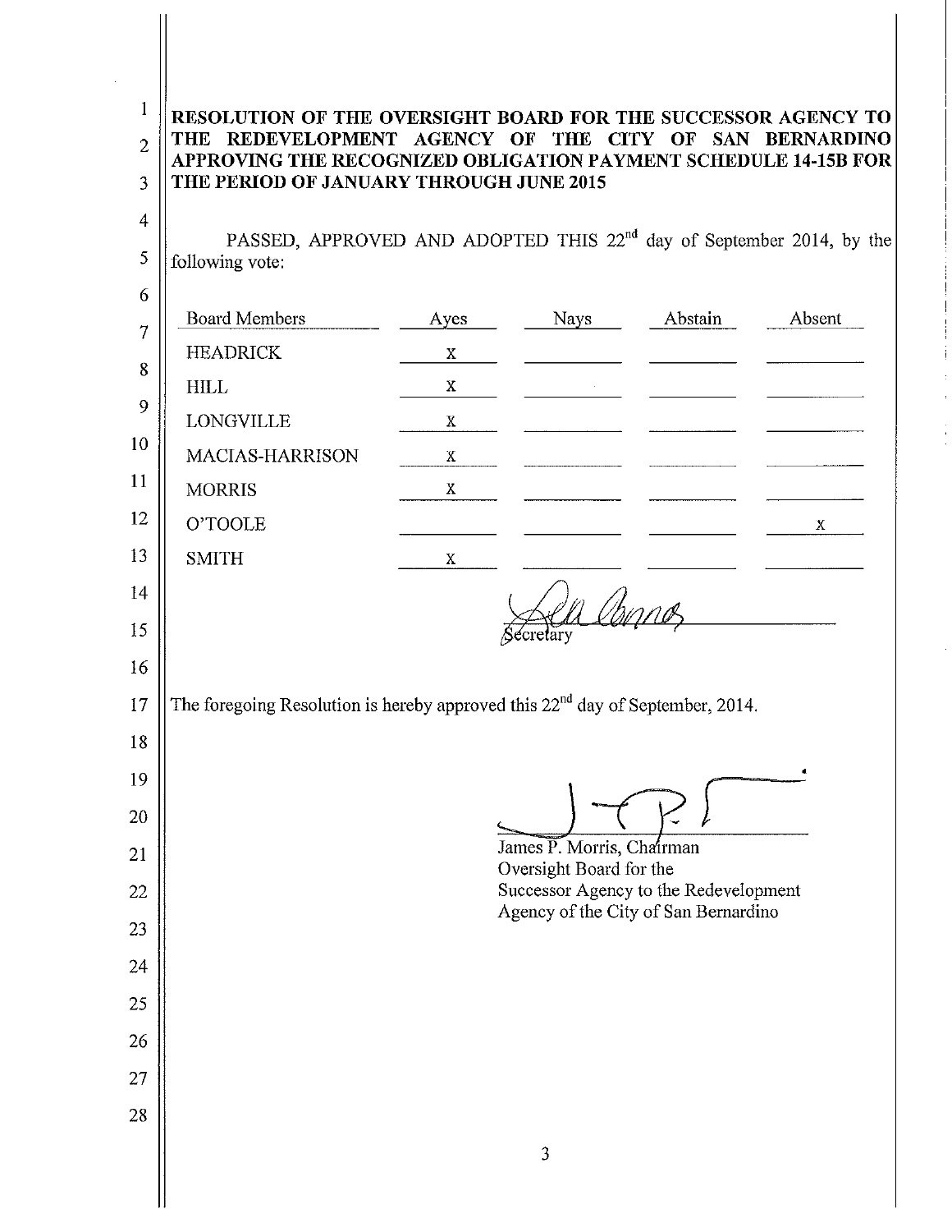**RESOLUTION OF THE OVERSIGHT BOARD FOR THE SUCCESSOR AGENCY TO THE REDEVELOPMENT AGENCY OF THE CITY OF SAN BERNARDINO APPROVING THE RECOGNIZED OBLIGATION PAYMENT SCHEDULE 14-15B FOR THE PERIOD OF JANUARY THROUGH JUNE 2015**

PASSED, APPROVED AND ADOPTED THIS 22nd day of September 2014, by the following vote:

| Board Members | Ayes | Nays | Abstain | Absent |
|---|---|---|---|---|
| HEADRICK | X | | | |
| HILL | X | | | |
| LONGVILLE | X | | | |
| MACIAS-HARRISON | X | | | |
| MORRIS | X | | | |
| O'TOOLE | | | | X |
| SMITH | X | | | |

Secretary

The foregoing Resolution is hereby approved this 22nd day of September, 2014.

James P. Morris, Chairman
Oversight Board for the
Successor Agency to the Redevelopment
Agency of the City of San Bernardino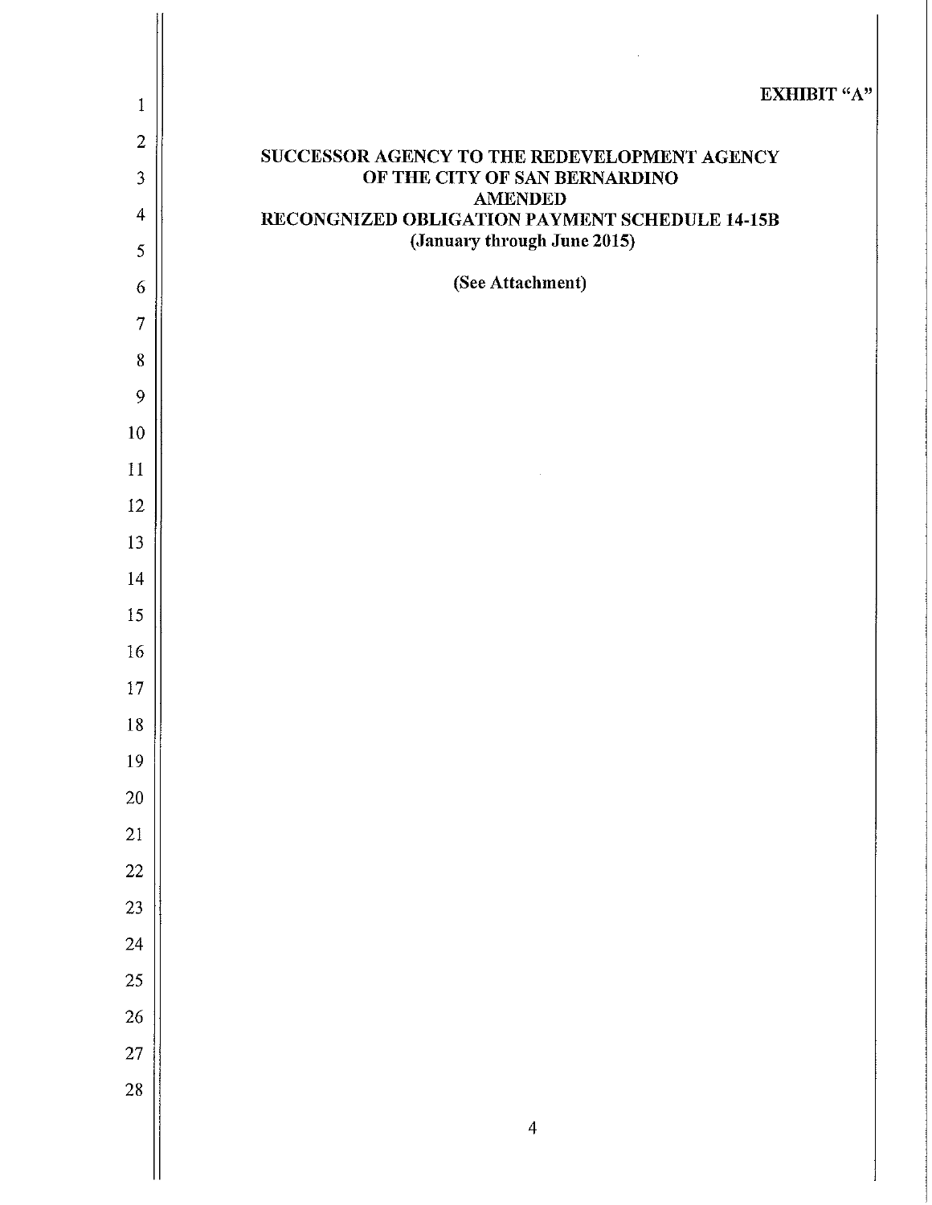EXHIBIT "A"

**SUCCESSOR AGENCY TO THE REDEVELOPMENT AGENCY**
**OF THE CITY OF SAN BERNARDINO**
**AMENDED**
**RECONGNIZED OBLIGATION PAYMENT SCHEDULE 14-15B**
**(January through June 2015)**

**(See Attachment)**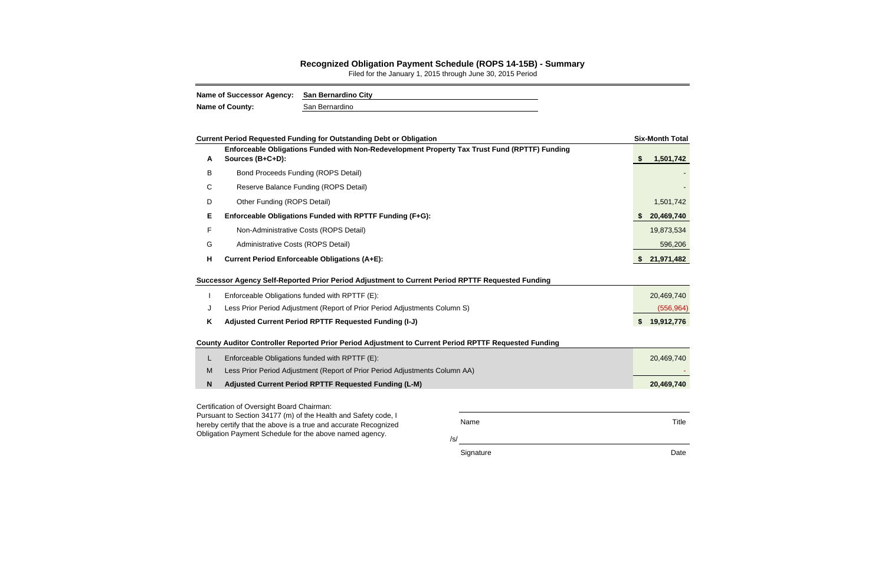## Recognized Obligation Payment Schedule (ROPS 14-15B) - Summary

Filed for the January 1, 2015 through June 30, 2015 Period

**Name of Successor Agency:** **San Bernardino City**

**Name of County:** San Bernardino

| | **Current Period Requested Funding for Outstanding Debt or Obligation** | **Six-Month Total** |
|---|---|---|
| **A** | **Enforceable Obligations Funded with Non-Redevelopment Property Tax Trust Fund (RPTTF) Funding Sources (B+C+D):** | **$ 1,501,742** |
| B | Bond Proceeds Funding (ROPS Detail) | - |
| C | Reserve Balance Funding (ROPS Detail) | - |
| D | Other Funding (ROPS Detail) | 1,501,742 |
| **E** | **Enforceable Obligations Funded with RPTTF Funding (F+G):** | **$ 20,469,740** |
| F | Non-Administrative Costs (ROPS Detail) | 19,873,534 |
| G | Administrative Costs (ROPS Detail) | 596,206 |
| **H** | **Current Period Enforceable Obligations (A+E):** | **$ 21,971,482** |

| | **Successor Agency Self-Reported Prior Period Adjustment to Current Period RPTTF Requested Funding** | |
|---|---|---|
| I | Enforceable Obligations funded with RPTTF (E): | 20,469,740 |
| J | Less Prior Period Adjustment (Report of Prior Period Adjustments Column S) | (556,964) |
| **K** | **Adjusted Current Period RPTTF Requested Funding (I-J)** | **$ 19,912,776** |

| | **County Auditor Controller Reported Prior Period Adjustment to Current Period RPTTF Requested Funding** | |
|---|---|---|
| L | Enforceable Obligations funded with RPTTF (E): | 20,469,740 |
| M | Less Prior Period Adjustment (Report of Prior Period Adjustments Column AA) | - |
| **N** | **Adjusted Current Period RPTTF Requested Funding (L-M)** | **20,469,740** |

Certification of Oversight Board Chairman:
Pursuant to Section 34177 (m) of the Health and Safety code, I hereby certify that the above is a true and accurate Recognized Obligation Payment Schedule for the above named agency.

Name ______________________ Title

/s/ ______________________

Signature ______________________ Date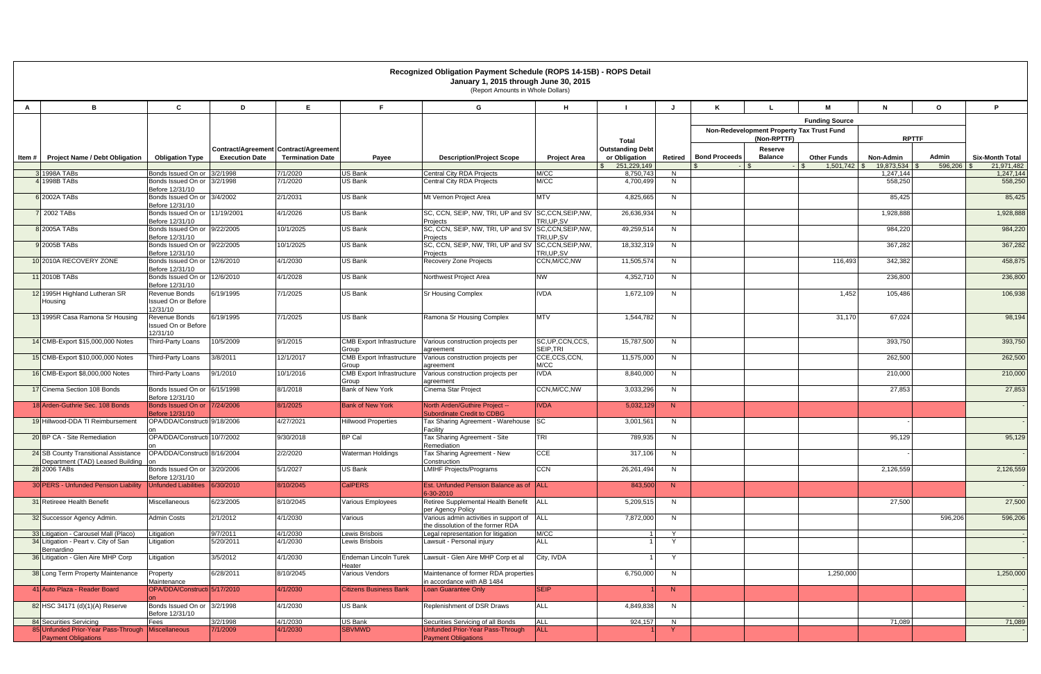# Recognized Obligation Payment Schedule (ROPS 14-15B) - ROPS Detail

**January 1, 2015 through June 30, 2015**

(Report Amounts in Whole Dollars)

| A | B | C | D | E | F | G | H | I | J | K | L | M | N | O | P |
|---|---|---|---|---|---|---|---|---|---|---|---|---|---|---|---|
| | | | | | | | | | | Funding Source | | | | | |
| | | | | | | | | | | Non-Redevelopment Property Tax Trust Fund (Non-RPTTF) | | | RPTTF | | |
| Item # | Project Name / Debt Obligation | Obligation Type | Contract/Agreement Execution Date | Contract/Agreement Termination Date | Payee | Description/Project Scope | Project Area | Total Outstanding Debt or Obligation | Retired | Bond Proceeds | Reserve Balance | Other Funds | Non-Admin | Admin | Six-Month Total |
| | | | | | | | | $ 251,229,149 | | $ - | $ - | $ 1,501,742 | $ 19,873,534 | $ 596,206 | $ 21,971,482 |
| 3 | 1998A TABs | Bonds Issued On or Before 12/31/10 | 3/2/1998 | 7/1/2020 | US Bank | Central City RDA Projects | M/CC | 8,750,743 | N | | | | 1,247,144 | | 1,247,144 |
| 4 | 1998B TABs | Bonds Issued On or Before 12/31/10 | 3/2/1998 | 7/1/2020 | US Bank | Central City RDA Projects | M/CC | 4,700,499 | N | | | | 558,250 | | 558,250 |
| 6 | 2002A TABs | Bonds Issued On or Before 12/31/10 | 3/4/2002 | 2/1/2031 | US Bank | Mt Vernon Project Area | MTV | 4,825,665 | N | | | | 85,425 | | 85,425 |
| 7 | 2002 TABs | Bonds Issued On or Before 12/31/10 | 11/19/2001 | 4/1/2026 | US Bank | SC, CCN, SEIP, NW, TRI, UP and SV Projects | SC,CCN,SEIP,NW, TRI,UP,SV | 26,636,934 | N | | | | 1,928,888 | | 1,928,888 |
| 8 | 2005A TABs | Bonds Issued On or Before 12/31/10 | 9/22/2005 | 10/1/2025 | US Bank | SC, CCN, SEIP, NW, TRI, UP and SV Projects | SC,CCN,SEIP,NW, TRI,UP,SV | 49,259,514 | N | | | | 984,220 | | 984,220 |
| 9 | 2005B TABs | Bonds Issued On or Before 12/31/10 | 9/22/2005 | 10/1/2025 | US Bank | SC, CCN, SEIP, NW, TRI, UP and SV Projects | SC,CCN,SEIP,NW, TRI,UP,SV | 18,332,319 | N | | | | 367,282 | | 367,282 |
| 10 | 2010A RECOVERY ZONE | Bonds Issued On or Before 12/31/10 | 12/6/2010 | 4/1/2030 | US Bank | Recovery Zone Projects | CCN,M/CC,NW | 11,505,574 | N | | | 116,493 | 342,382 | | 458,875 |
| 11 | 2010B TABs | Bonds Issued On or Before 12/31/10 | 12/6/2010 | 4/1/2028 | US Bank | Northwest Project Area | NW | 4,352,710 | N | | | | 236,800 | | 236,800 |
| 12 | 1995H Highland Lutheran SR Housing | Revenue Bonds Issued On or Before 12/31/10 | 6/19/1995 | 7/1/2025 | US Bank | Sr Housing Complex | IVDA | 1,672,109 | N | | | 1,452 | 105,486 | | 106,938 |
| 13 | 1995R Casa Ramona Sr Housing | Revenue Bonds Issued On or Before 12/31/10 | 6/19/1995 | 7/1/2025 | US Bank | Ramona Sr Housing Complex | MTV | 1,544,782 | N | | | 31,170 | 67,024 | | 98,194 |
| 14 | CMB-Export $15,000,000 Notes | Third-Party Loans | 10/5/2009 | 9/1/2015 | CMB Export Infrastructure Group | Various construction projects per agreement | SC,UP,CCN,CCS, SEIP,TRI | 15,787,500 | N | | | | 393,750 | | 393,750 |
| 15 | CMB-Export $10,000,000 Notes | Third-Party Loans | 3/8/2011 | 12/1/2017 | CMB Export Infrastructure Group | Various construction projects per agreement | CCE,CCS,CCN, M/CC | 11,575,000 | N | | | | 262,500 | | 262,500 |
| 16 | CMB-Export $8,000,000 Notes | Third-Party Loans | 9/1/2010 | 10/1/2016 | CMB Export Infrastructure Group | Various construction projects per agreement | IVDA | 8,840,000 | N | | | | 210,000 | | 210,000 |
| 17 | Cinema Section 108 Bonds | Bonds Issued On or Before 12/31/10 | 6/15/1998 | 8/1/2018 | Bank of New York | Cinema Star Project | CCN,M/CC,NW | 3,033,296 | N | | | | 27,853 | | 27,853 |
| 18 | Arden-Guthrie Sec. 108 Bonds | Bonds Issued On or Before 12/31/10 | 7/24/2006 | 8/1/2025 | Bank of New York | North Arden/Guthrie Project -- Subordinate Credit to CDBG | IVDA | 5,032,129 | N | | | | | | - |
| 19 | Hillwood-DDA TI Reimbursement | OPA/DDA/Construction | 9/18/2006 | 4/27/2021 | Hillwood Properties | Tax Sharing Agreement - Warehouse Facility | SC | 3,001,561 | N | | | | - | | - |
| 20 | BP CA - Site Remediation | OPA/DDA/Construction | 10/7/2002 | 9/30/2018 | BP Cal | Tax Sharing Agreement - Site Remediation | TRI | 789,935 | N | | | | 95,129 | | 95,129 |
| 24 | SB County Transitional Assistance Department (TAD) Leased Building | OPA/DDA/Construction | 8/16/2004 | 2/2/2020 | Waterman Holdings | Tax Sharing Agreement - New Construction | CCE | 317,106 | N | | | | - | | - |
| 28 | 2006 TABs | Bonds Issued On or Before 12/31/10 | 3/20/2006 | 5/1/2027 | US Bank | LMIHF Projects/Programs | CCN | 26,261,494 | N | | | | 2,126,559 | | 2,126,559 |
| 30 | PERS - Unfunded Pension Liability | Unfunded Liabilities | 6/30/2010 | 8/10/2045 | CalPERS | Est. Unfunded Pension Balance as of 6-30-2010 | ALL | 843,500 | N | | | | | | - |
| 31 | Retireee Health Benefit | Miscellaneous | 6/23/2005 | 8/10/2045 | Various Employees | Retiree Supplemental Health Benefit per Agency Policy | ALL | 5,209,515 | N | | | | 27,500 | | 27,500 |
| 32 | Successor Agency Admin. | Admin Costs | 2/1/2012 | 4/1/2030 | Various | Various admin activities in support of the dissolution of the former RDA | ALL | 7,872,000 | N | | | | | 596,206 | 596,206 |
| 33 | Litigation - Carousel Mall (Placo) | Litigation | 9/7/2011 | 4/1/2030 | Lewis Brisbois | Legal representation for litigation | M/CC | 1 | Y | | | | | | - |
| 34 | Litigation - Peart v. City of San Bernardino | Litigation | 5/20/2011 | 4/1/2030 | Lewis Brisbois | Lawsuit - Personal injury | ALL | 1 | Y | | | | | | - |
| 36 | Litigation - Glen Aire MHP Corp | Litigation | 3/5/2012 | 4/1/2030 | Endeman Lincoln Turek Heater | Lawsuit - Glen Aire MHP Corp et al | City, IVDA | 1 | Y | | | | | | - |
| 38 | Long Term Property Maintenance | Property Maintenance | 6/28/2011 | 8/10/2045 | Various Vendors | Maintenance of former RDA properties in accordance with AB 1484 | | 6,750,000 | N | | | 1,250,000 | | | 1,250,000 |
| 41 | Auto Plaza - Reader Board | OPA/DDA/Construction | 5/17/2010 | 4/1/2030 | Citizens Business Bank | Loan Guarantee Only | SEIP | 1 | N | | | | | | - |
| 82 | HSC 34171 (d)(1)(A) Reserve | Bonds Issued On or Before 12/31/10 | 3/2/1998 | 4/1/2030 | US Bank | Replenishment of DSR Draws | ALL | 4,849,838 | N | | | | | | - |
| 84 | Securities Servicing | Fees | 3/2/1998 | 4/1/2030 | US Bank | Securities Servicing of all Bonds | ALL | 924,157 | N | | | | 71,089 | | 71,089 |
| 85 | Unfunded Prior-Year Pass-Through Payment Obligations | Miscellaneous | 7/1/2009 | 4/1/2030 | SBVMWD | Unfunded Prior-Year Pass-Through Payment Obligations | ALL | 1 | Y | | | | | | - |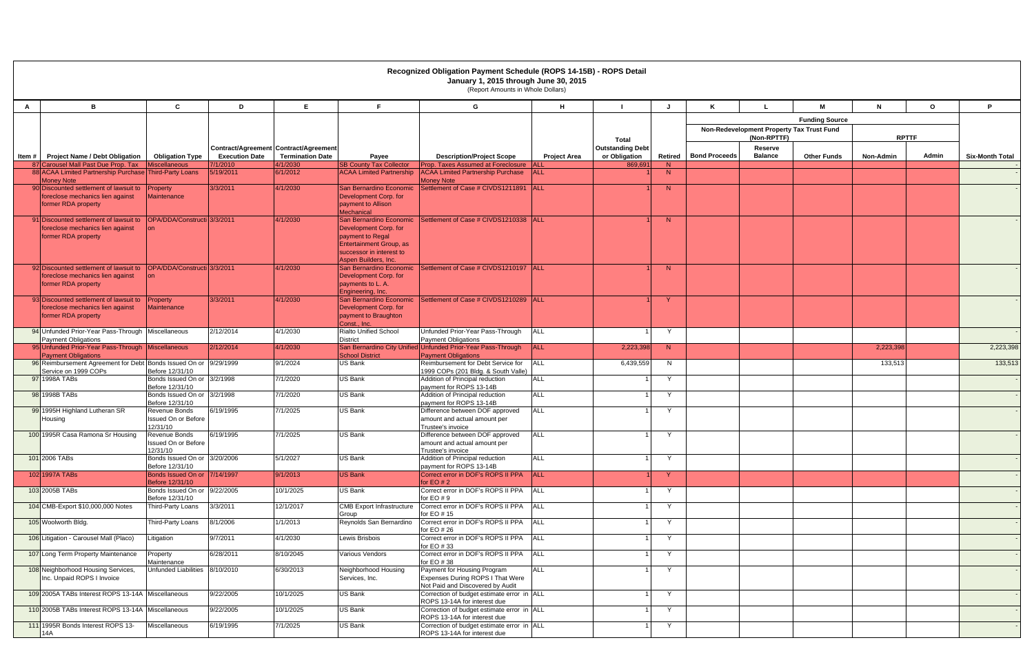# Recognized Obligation Payment Schedule (ROPS 14-15B) - ROPS Detail

**January 1, 2015 through June 30, 2015**

(Report Amounts in Whole Dollars)

| A | B | C | D | E | F | G | H | I | J | K | L | M | N | O | P |
|---|---|---|---|---|---|---|---|---|---|---|---|---|---|---|---|
| | | | | | | | | | | Funding Source | | | | | |
| | | | | | | | | | | Non-Redevelopment Property Tax Trust Fund (Non-RPTTF) | | | RPTTF | | |
| Item # | Project Name / Debt Obligation | Obligation Type | Contract/Agreement Execution Date | Contract/Agreement Termination Date | Payee | Description/Project Scope | Project Area | Total Outstanding Debt or Obligation | Retired | Bond Proceeds | Reserve Balance | Other Funds | Non-Admin | Admin | Six-Month Total |
| 87 | Carousel Mall Past Due Prop. Tax | Miscellaneous | 7/1/2010 | 4/1/2030 | SB County Tax Collector | Prop. Taxes Assumed at Foreclosure | ALL | 869,691 | N | | | | | | - |
| 88 | ACAA Limited Partnership Purchase Money Note | Third-Party Loans | 5/19/2011 | 6/1/2012 | ACAA Limited Partnership | ACAA Limited Partnership Purchase Money Note | ALL | 1 | N | | | | | | - |
| 90 | Discounted settlement of lawsuit to foreclose mechanics lien against former RDA property | Property Maintenance | 3/3/2011 | 4/1/2030 | San Bernardino Economic Development Corp. for payment to Allison Mechanical | Settlement of Case # CIVDS1211891 | ALL | 1 | N | | | | | | - |
| 91 | Discounted settlement of lawsuit to foreclose mechanics lien against former RDA property | OPA/DDA/Construction | 3/3/2011 | 4/1/2030 | San Bernardino Economic Development Corp. for payment to Regal Entertainment Group, as successor in interest to Aspen Builders, Inc. | Settlement of Case # CIVDS1210338 | ALL | 1 | N | | | | | | - |
| 92 | Discounted settlement of lawsuit to foreclose mechanics lien against former RDA property | OPA/DDA/Construction | 3/3/2011 | 4/1/2030 | San Bernardino Economic Development Corp. for payments to L. A. Engineering, Inc. | Settlement of Case # CIVDS1210197 | ALL | 1 | N | | | | | | - |
| 93 | Discounted settlement of lawsuit to foreclose mechanics lien against former RDA property | Property Maintenance | 3/3/2011 | 4/1/2030 | San Bernardino Economic Development Corp. for payment to Braughton Const., Inc. | Settlement of Case # CIVDS1210289 | ALL | 1 | Y | | | | | | - |
| 94 | Unfunded Prior-Year Pass-Through Payment Obligations | Miscellaneous | 2/12/2014 | 4/1/2030 | Rialto Unified School District | Unfunded Prior-Year Pass-Through Payment Obligations | ALL | 1 | Y | | | | | | - |
| 95 | Unfunded Prior-Year Pass-Through Payment Obligations | Miscellaneous | 2/12/2014 | 4/1/2030 | San Bernardino City Unified School District | Unfunded Prior-Year Pass-Through Payment Obligations | ALL | 2,223,398 | N | | | | 2,223,398 | | 2,223,398 |
| 96 | Reimbursement Agreement for Debt Service on 1999 COPs | Bonds Issued On or Before 12/31/10 | 9/29/1999 | 9/1/2024 | US Bank | Reimbursement for Debt Service for 1999 COPs (201 Bldg. & South Valle) | ALL | 6,439,559 | N | | | | 133,513 | | 133,513 |
| 97 | 1998A TABs | Bonds Issued On or Before 12/31/10 | 3/2/1998 | 7/1/2020 | US Bank | Addition of Principal reduction payment for ROPS 13-14B | ALL | 1 | Y | | | | | | - |
| 98 | 1998B TABs | Bonds Issued On or Before 12/31/10 | 3/2/1998 | 7/1/2020 | US Bank | Addition of Principal reduction payment for ROPS 13-14B | ALL | 1 | Y | | | | | | - |
| 99 | 1995H Highland Lutheran SR Housing | Revenue Bonds Issued On or Before 12/31/10 | 6/19/1995 | 7/1/2025 | US Bank | Difference between DOF approved amount and actual amount per Trustee's invoice | ALL | 1 | Y | | | | | | - |
| 100 | 1995R Casa Ramona Sr Housing | Revenue Bonds Issued On or Before 12/31/10 | 6/19/1995 | 7/1/2025 | US Bank | Difference between DOF approved amount and actual amount per Trustee's invoice | ALL | 1 | Y | | | | | | - |
| 101 | 2006 TABs | Bonds Issued On or Before 12/31/10 | 3/20/2006 | 5/1/2027 | US Bank | Addition of Principal reduction payment for ROPS 13-14B | ALL | 1 | Y | | | | | | - |
| 102 | 1997A TABs | Bonds Issued On or Before 12/31/10 | 7/14/1997 | 9/1/2013 | US Bank | Correct error in DOF's ROPS II PPA for EO # 2 | ALL | 1 | Y | | | | | | - |
| 103 | 2005B TABs | Bonds Issued On or Before 12/31/10 | 9/22/2005 | 10/1/2025 | US Bank | Correct error in DOF's ROPS II PPA for EO # 9 | ALL | 1 | Y | | | | | | - |
| 104 | CMB-Export $10,000,000 Notes | Third-Party Loans | 3/3/2011 | 12/1/2017 | CMB Export Infrastructure Group | Correct error in DOF's ROPS II PPA for EO # 15 | ALL | 1 | Y | | | | | | - |
| 105 | Woolworth Bldg. | Third-Party Loans | 8/1/2006 | 1/1/2013 | Reynolds San Bernardino | Correct error in DOF's ROPS II PPA for EO # 26 | ALL | 1 | Y | | | | | | - |
| 106 | Litigation - Carousel Mall (Placo) | Litigation | 9/7/2011 | 4/1/2030 | Lewis Brisbois | Correct error in DOF's ROPS II PPA for EO # 33 | ALL | 1 | Y | | | | | | - |
| 107 | Long Term Property Maintenance | Property Maintenance | 6/28/2011 | 8/10/2045 | Various Vendors | Correct error in DOF's ROPS II PPA for EO # 38 | ALL | 1 | Y | | | | | | - |
| 108 | Neighborhood Housing Services, Inc. Unpaid ROPS I Invoice | Unfunded Liabilities | 8/10/2010 | 6/30/2013 | Neighborhood Housing Services, Inc. | Payment for Housing Program Expenses During ROPS I That Were Not Paid and Discovered by Audit | ALL | 1 | Y | | | | | | - |
| 109 | 2005A TABs Interest ROPS 13-14A | Miscellaneous | 9/22/2005 | 10/1/2025 | US Bank | Correction of budget estimate error in ROPS 13-14A for interest due | ALL | 1 | Y | | | | | | - |
| 110 | 2005B TABs Interest ROPS 13-14A | Miscellaneous | 9/22/2005 | 10/1/2025 | US Bank | Correction of budget estimate error in ROPS 13-14A for interest due | ALL | 1 | Y | | | | | | - |
| 111 | 1995R Bonds Interest ROPS 13-14A | Miscellaneous | 6/19/1995 | 7/1/2025 | US Bank | Correction of budget estimate error in ROPS 13-14A for interest due | ALL | 1 | Y | | | | | | - |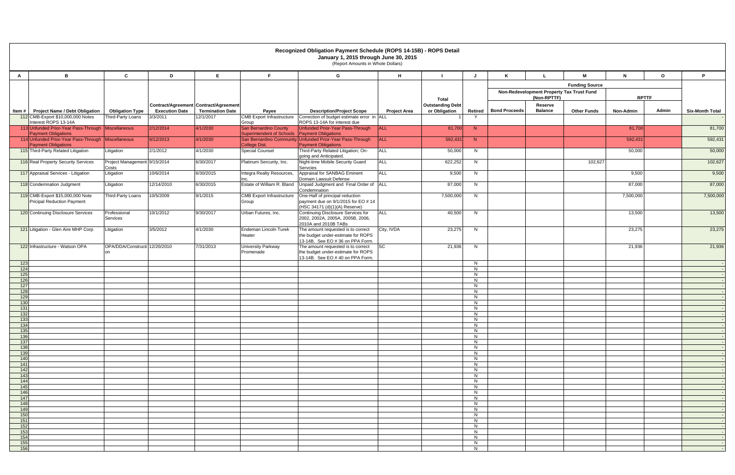# Recognized Obligation Payment Schedule (ROPS 14-15B) - ROPS Detail

**January 1, 2015 through June 30, 2015**

(Report Amounts in Whole Dollars)

| A | B | C | D | E | F | G | H | I | J | K | L | M | N | O | P |
|---|---|---|---|---|---|---|---|---|---|---|---|---|---|---|---|
| | | | | | | | | | | Funding Source | | | | | |
| | | | | | | | | | | Non-Redevelopment Property Tax Trust Fund (Non-RPTTF) | | | RPTTF | | |
| Item # | Project Name / Debt Obligation | Obligation Type | Contract/Agreement Execution Date | Contract/Agreement Termination Date | Payee | Description/Project Scope | Project Area | Total Outstanding Debt or Obligation | Retired | Bond Proceeds | Reserve Balance | Other Funds | Non-Admin | Admin | Six-Month Total |
| 112 | CMB-Export $10,000,000 Notes Interest ROPS 13-14A | Third-Party Loans | 3/3/2011 | 12/1/2017 | CMB Export Infrastructure Group | Correction of budget estimate error in ROPS 13-14A for interest due | ALL | 1 | Y | | | | | | - |
| 113 | Unfunded Prior-Year Pass-Through Payment Obligations | Miscellaneous | 2/12/2014 | 4/1/2030 | San Bernardino County Superintendent of Schools | Unfunded Prior-Year Pass-Through Payment Obligations | ALL | 81,700 | N | | | | 81,700 | | 81,700 |
| 114 | Unfunded Prior-Year Pass-Through Payment Obligations | Miscellaneous | 9/12/2013 | 4/1/2030 | San Bernardino Community College Dist. | Unfunded Prior-Year Pass-Through Payment Obligations | ALL | 592,431 | N | | | | 592,431 | | 592,431 |
| 115 | Third-Party Related Litigation | Litigation | 2/1/2012 | 4/1/2030 | Special Counsel | Third-Party Related Litigation; On-going and Anticipated. | ALL | 50,000 | N | | | | 50,000 | | 50,000 |
| 116 | Real Property Security Services | Project Management Costs | 9/15/2014 | 6/30/2017 | Platinum Sercurity, Inc. | Night-time Mobile Security Guard Servcies | ALL | 622,252 | N | | | 102,627 | | | 102,627 |
| 117 | Appraisal Services - Litigation | Litigation | 10/6/2014 | 6/30/2015 | Integra Realty Resources, Inc. | Appraisal for SANBAG Eminent Domain Lawsuit Defense | ALL | 9,500 | N | | | | 9,500 | | 9,500 |
| 118 | Condemnation Judgment | Litigation | 12/14/2010 | 6/30/2015 | Estate of William R. Bland | Unpaid Judgment and Final Order of Condemnation | ALL | 87,000 | N | | | | 87,000 | | 87,000 |
| 119 | CMB-Export $15,000,000 Note Pricipal Reduction Payment | Third-Party Loans | 10/5/2009 | 9/1/2015 | CMB Export Infrastructure Group | One-Half of principal reduction payment due on 9/1/2015 for EO # 14 (HSC 34171 (d)(1)(A) Reserve) | | 7,500,000 | N | | | | 7,500,000 | | 7,500,000 |
| 120 | Continuing Disclosure Services | Professional Services | 10/1/2012 | 9/30/2017 | Urban Futures, Inc. | Continuing Disclosure Services for 2002, 2002A, 2005A, 2005B, 2006, 2010A and 2010B TABs | ALL | 40,500 | N | | | | 13,500 | | 13,500 |
| 121 | Litigation - Glen Aire MHP Corp | Litigation | 3/5/2012 | 4/1/2030 | Endeman Lincoln Turek Heater | The amount requested is to correct the budget under-estimate for ROPS 13-14B. See EO # 36 on PPA Form. | City, IVDA | 23,275 | N | | | | 23,275 | | 23,275 |
| 122 | Infrastructure - Watson OPA | OPA/DDA/Construction | 12/20/2010 | 7/31/2013 | University Parkway Promenade | The amount requested is to correct the budget under-estimate for ROPS 13-14B. See EO # 40 on PPA Form. | SC | 21,936 | N | | | | 21,936 | | 21,936 |
| 123 | | | | | | | | | N | | | | | | - |
| 124 | | | | | | | | | N | | | | | | - |
| 125 | | | | | | | | | N | | | | | | - |
| 126 | | | | | | | | | N | | | | | | - |
| 127 | | | | | | | | | N | | | | | | - |
| 128 | | | | | | | | | N | | | | | | - |
| 129 | | | | | | | | | N | | | | | | - |
| 130 | | | | | | | | | N | | | | | | - |
| 131 | | | | | | | | | N | | | | | | - |
| 132 | | | | | | | | | N | | | | | | - |
| 133 | | | | | | | | | N | | | | | | - |
| 134 | | | | | | | | | N | | | | | | - |
| 135 | | | | | | | | | N | | | | | | - |
| 136 | | | | | | | | | N | | | | | | - |
| 137 | | | | | | | | | N | | | | | | - |
| 138 | | | | | | | | | N | | | | | | - |
| 139 | | | | | | | | | N | | | | | | - |
| 140 | | | | | | | | | N | | | | | | - |
| 141 | | | | | | | | | N | | | | | | - |
| 142 | | | | | | | | | N | | | | | | - |
| 143 | | | | | | | | | N | | | | | | - |
| 144 | | | | | | | | | N | | | | | | - |
| 145 | | | | | | | | | N | | | | | | - |
| 146 | | | | | | | | | N | | | | | | - |
| 147 | | | | | | | | | N | | | | | | - |
| 148 | | | | | | | | | N | | | | | | - |
| 149 | | | | | | | | | N | | | | | | - |
| 150 | | | | | | | | | N | | | | | | - |
| 151 | | | | | | | | | N | | | | | | - |
| 152 | | | | | | | | | N | | | | | | - |
| 153 | | | | | | | | | N | | | | | | - |
| 154 | | | | | | | | | N | | | | | | - |
| 155 | | | | | | | | | N | | | | | | - |
| 156 | | | | | | | | | N | | | | | | - |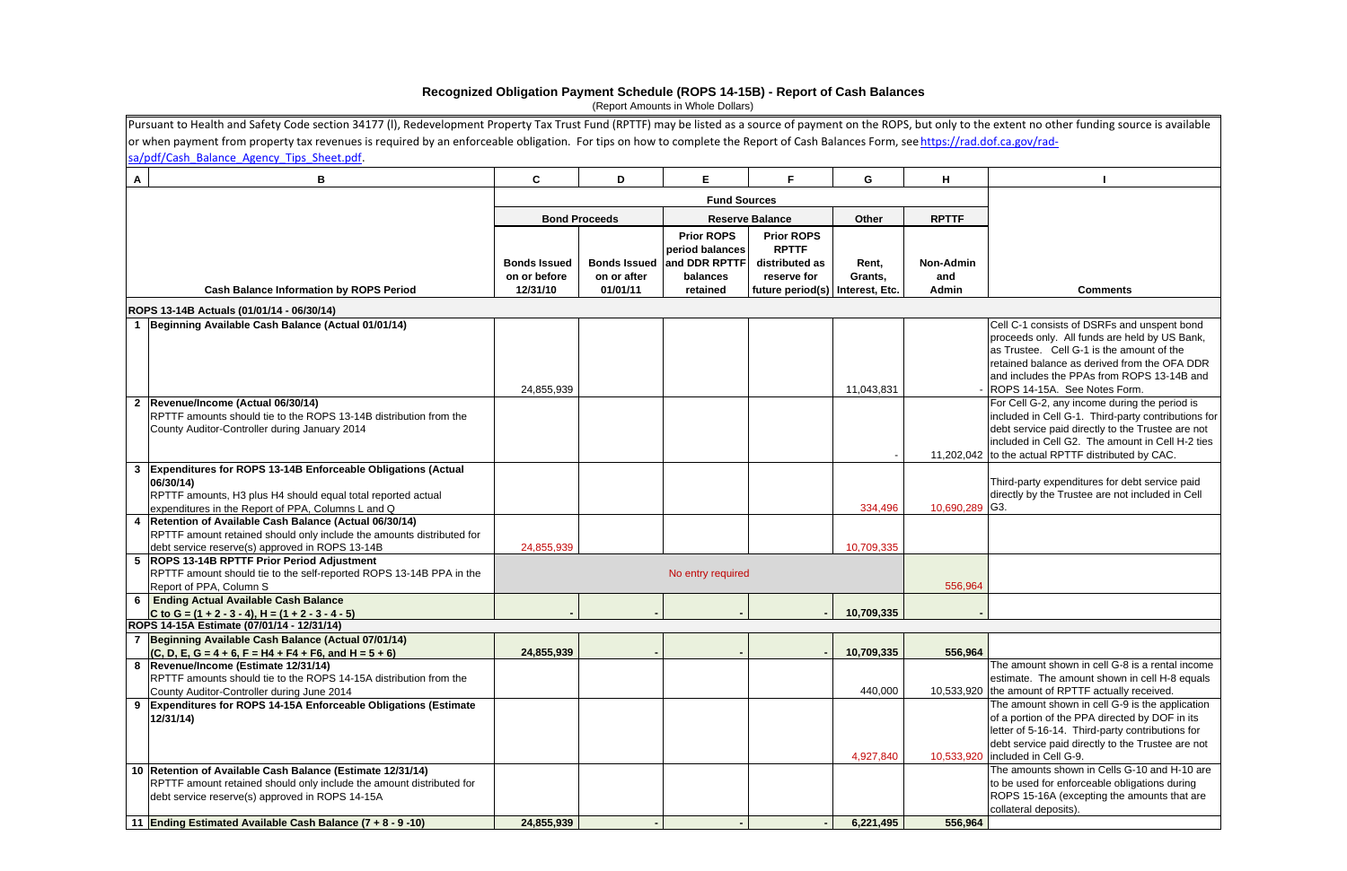## Recognized Obligation Payment Schedule (ROPS 14-15B) - Report of Cash Balances

(Report Amounts in Whole Dollars)

Pursuant to Health and Safety Code section 34177 (l), Redevelopment Property Tax Trust Fund (RPTTF) may be listed as a source of payment on the ROPS, but only to the extent no other funding source is available or when payment from property tax revenues is required by an enforceable obligation. For tips on how to complete the Report of Cash Balances Form, see https://rad.dof.ca.gov/rad-sa/pdf/Cash_Balance_Agency_Tips_Sheet.pdf.

| A | B | C | D | E | F | G | H | I |
|---|---|---|---|---|---|---|---|---|
| | | Fund Sources | | | | | | |
| | | Bond Proceeds | | Reserve Balance | | Other | RPTTF | |
| | Cash Balance Information by ROPS Period | Bonds Issued on or before 12/31/10 | Bonds Issued on or after 01/01/11 | Prior ROPS period balances and DDR RPTTF balances retained | Prior ROPS RPTTF distributed as reserve for future period(s) | Rent, Grants, Interest, Etc. | Non-Admin and Admin | Comments |
| | **ROPS 13-14B Actuals (01/01/14 - 06/30/14)** | | | | | | | |
| 1 | **Beginning Available Cash Balance (Actual 01/01/14)** | 24,855,939 | | | | 11,043,831 | - | Cell C-1 consists of DSRFs and unspent bond proceeds only. All funds are held by US Bank, as Trustee. Cell G-1 is the amount of the retained balance as derived from the OFA DDR and includes the PPAs from ROPS 13-14B and ROPS 14-15A. See Notes Form. |
| 2 | **Revenue/Income (Actual 06/30/14)** RPTTF amounts should tie to the ROPS 13-14B distribution from the County Auditor-Controller during January 2014 | | | | | - | 11,202,042 | For Cell G-2, any income during the period is included in Cell G-1. Third-party contributions for debt service paid directly to the Trustee are not included in Cell G2. The amount in Cell H-2 ties to the actual RPTTF distributed by CAC. |
| 3 | **Expenditures for ROPS 13-14B Enforceable Obligations (Actual 06/30/14)** RPTTF amounts, H3 plus H4 should equal total reported actual expenditures in the Report of PPA, Columns L and Q | | | | | 334,496 | 10,690,289 | Third-party expenditures for debt service paid directly by the Trustee are not included in Cell G3. |
| 4 | **Retention of Available Cash Balance (Actual 06/30/14)** RPTTF amount retained should only include the amounts distributed for debt service reserve(s) approved in ROPS 13-14B | 24,855,939 | | | | 10,709,335 | | |
| 5 | **ROPS 13-14B RPTTF Prior Period Adjustment** RPTTF amount should tie to the self-reported ROPS 13-14B PPA in the Report of PPA, Column S | No entry required | | | | | 556,964 | |
| 6 | **Ending Actual Available Cash Balance** **C to G = (1 + 2 - 3 - 4), H = (1 + 2 - 3 - 4 - 5)** | - | - | - | - | 10,709,335 | - | |
| | **ROPS 14-15A Estimate (07/01/14 - 12/31/14)** | | | | | | | |
| 7 | **Beginning Available Cash Balance (Actual 07/01/14)** **(C, D, E, G = 4 + 6, F = H4 + F4 + F6, and H = 5 + 6)** | 24,855,939 | - | - | - | 10,709,335 | 556,964 | |
| 8 | **Revenue/Income (Estimate 12/31/14)** RPTTF amounts should tie to the ROPS 14-15A distribution from the County Auditor-Controller during June 2014 | | | | | 440,000 | 10,533,920 | The amount shown in cell G-8 is a rental income estimate. The amount shown in cell H-8 equals the amount of RPTTF actually received. |
| 9 | **Expenditures for ROPS 14-15A Enforceable Obligations (Estimate 12/31/14)** | | | | | 4,927,840 | 10,533,920 | The amount shown in cell G-9 is the application of a portion of the PPA directed by DOF in its letter of 5-16-14. Third-party contributions for debt service paid directly to the Trustee are not included in Cell G-9. |
| 10 | **Retention of Available Cash Balance (Estimate 12/31/14)** RPTTF amount retained should only include the amount distributed for debt service reserve(s) approved in ROPS 14-15A | | | | | | | The amounts shown in Cells G-10 and H-10 are to be used for enforceable obligations during ROPS 15-16A (excepting the amounts that are collateral deposits). |
| 11 | **Ending Estimated Available Cash Balance (7 + 8 - 9 -10)** | 24,855,939 | - | - | - | 6,221,495 | 556,964 | |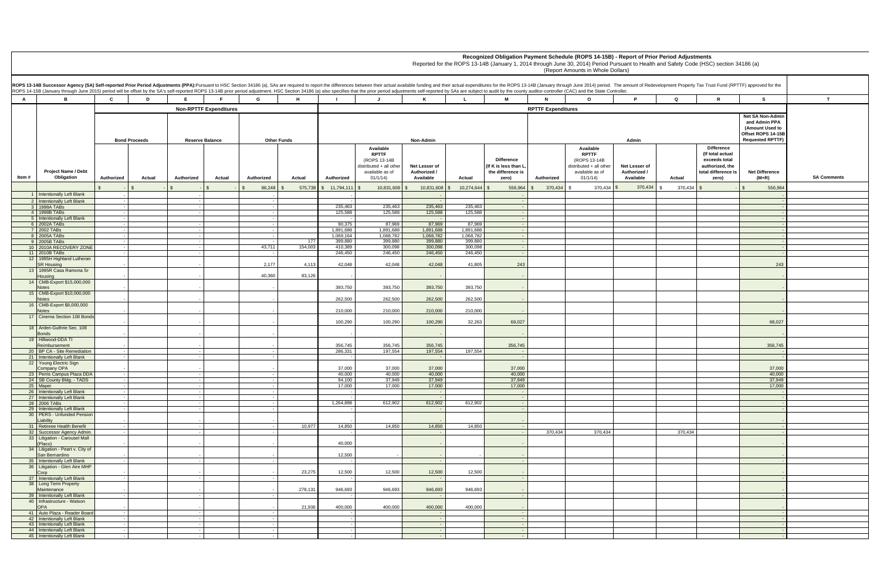# Recognized Obligation Payment Schedule (ROPS 14-15B) - Report of Prior Period Adjustments

Reported for the ROPS 13-14B (January 1, 2014 through June 30, 2014) Period Pursuant to Health and Safety Code (HSC) section 34186 (a)

(Report Amounts in Whole Dollars)

ROPS 13-14B Successor Agency (SA) Self-reported Prior Period Adjustments (PPA): Pursuant to HSC Section 34186 (a), SAs are required to report the differences between their actual available funding and their actual expenditures for the ROPS 13-14B (January through June 2014) period. The amount of Redevelopment Property Tax Trust Fund (RPTTF) approved for the ROPS 14-15B (January through June 2015) period will be offset by the SA's self-reported ROPS 13-14B prior period adjustment. HSC Section 34186 (a) also specifies that the prior period adjustments self-reported by SAs are subject to audit by the county auditor-controller (CAC) and the State Controller.

| A | B | C | D | E | F | G | H | I | J | K | L | M | N | O | P | Q | R | S | T |
|---|---|---|---|---|---|---|---|---|---|---|---|---|---|---|---|---|---|---|---|
| | | Non-RPTTF Expenditures | | | | | | RPTTF Expenditures | | | | | | | | | | | |
| | | Bond Proceeds | | Reserve Balance | | Other Funds | | Non-Admin | | | | | Admin | | | | | Net SA Non-Admin and Admin PPA (Amount Used to Offset ROPS 14-15B Requested RPTTF) | |
| Item # | Project Name / Debt Obligation | Authorized | Actual | Authorized | Actual | Authorized | Actual | Authorized | Available RPTTF (ROPS 13-14B distributed + all other available as of 01/1/14) | Net Lesser of Authorized / Available | Actual | Difference (If K is less than L, the difference is zero) | Authorized | Available RPTTF (ROPS 13-14B distributed + all other available as of 01/1/14) | Net Lesser of Authorized / Available | Actual | Difference (If total actual exceeds total authorized, the total difference is zero) | Net Difference (M+R) | SA Comments |
| | | $ - | $ - | $ - | $ - | $ 86,248 | $ 575,738 | $ 11,794,111 | $ 10,831,608 | $ 10,831,608 | $ 10,274,644 | $ 556,964 | $ 370,434 | $ 370,434 | $ 370,434 | $ 370,434 | $ - | $ 556,964 | |
| 1 | Intentionally Left Blank | - | | - | | - | | - | | - | | - | | | | | | - | |
| 2 | Intentionally Left Blank | - | | - | | - | | - | | - | | - | | | | | | - | |
| 3 | 1998A TABs | - | | - | | - | | 235,463 | 235,463 | 235,463 | 235,463 | - | | | | | | - | |
| 4 | 1998B TABs | - | | - | | - | | 125,588 | 125,588 | 125,588 | 125,588 | - | | | | | | - | |
| 5 | Intentionally Left Blank | - | | - | | - | | - | | - | | - | | | | | | - | |
| 6 | 2002A TABs | - | | - | | - | | 90,375 | 87,969 | 87,969 | 87,969 | - | | | | | | - | |
| 7 | 2002 TABs | - | | - | | - | | 1,891,688 | 1,891,688 | 1,891,688 | 1,891,688 | - | | | | | | - | |
| 8 | 2005A TABs | - | | - | | - | | 1,069,164 | 1,068,782 | 1,068,782 | 1,068,782 | - | | | | | | - | |
| 9 | 2005B TABs | - | | - | | - | 177 | 399,880 | 399,880 | 399,880 | 399,880 | - | | | | | | - | |
| 10 | 2010A RECOVERY ZONE | - | | - | | 43,711 | 154,003 | 410,389 | 300,098 | 300,098 | 300,098 | - | | | | | | - | |
| 11 | 2010B TABs | - | | - | | - | | 246,450 | 246,450 | 246,450 | 246,450 | - | | | | | | - | |
| 12 | 1995H Highland Lutheran SR Housing | - | | - | | 2,177 | 4,113 | 42,048 | 42,048 | 42,048 | 41,805 | 243 | | | | | | 243 | |
| 13 | 1995R Casa Ramona Sr Housing | - | | - | | 40,360 | 83,126 | - | | - | | - | | | | | | - | |
| 14 | CMB-Export $15,000,000 Notes | - | | - | | - | | 393,750 | 393,750 | 393,750 | 393,750 | - | | | | | | - | |
| 15 | CMB-Export $10,000,000 Notes | - | | - | | - | | 262,500 | 262,500 | 262,500 | 262,500 | - | | | | | | - | |
| 16 | CMB-Export $8,000,000 Notes | - | | - | | - | | 210,000 | 210,000 | 210,000 | 210,000 | - | | | | | | - | |
| 17 | Cinema Section 108 Bonds | - | | - | | - | | 100,290 | 100,290 | 100,290 | 32,263 | 68,027 | | | | | | 68,027 | |
| 18 | Arden-Guthrie Sec. 108 Bonds | - | | - | | - | | - | | - | | - | | | | | | - | |
| 19 | Hillwood-DDA TI Reimbursement | - | | - | | - | | 356,745 | 356,745 | 356,745 | | 356,745 | | | | | | 356,745 | |
| 20 | BP CA - Site Remediation | - | | - | | - | | 286,331 | 197,554 | 197,554 | 197,554 | - | | | | | | - | |
| 21 | Intentionally Left Blank | - | | - | | - | | - | | - | | - | | | | | | - | |
| 22 | Young Electric Sign Company OPA | - | | - | | - | | 37,000 | 37,000 | 37,000 | | 37,000 | | | | | | 37,000 | |
| 23 | Perris Campus Plaza DDA | - | | - | | - | | 40,000 | 40,000 | 40,000 | | 40,000 | | | | | | 40,000 | |
| 24 | SB County Bldg. - TADS | - | | - | | - | | 94,100 | 37,949 | 37,949 | | 37,949 | | | | | | 37,949 | |
| 25 | Mapei | - | | - | | - | | 17,000 | 17,000 | 17,000 | | 17,000 | | | | | | 17,000 | |
| 26 | Intentionally Left Blank | - | | - | | - | | - | | - | | - | | | | | | - | |
| 27 | Intentionally Left Blank | - | | - | | - | | - | | - | | - | | | | | | - | |
| 28 | 2006 TABs | - | | - | | - | | 1,264,898 | 612,902 | 612,902 | 612,902 | - | | | | | | - | |
| 29 | Intentionally Left Blank | - | | - | | - | | - | | - | | - | | | | | | - | |
| 30 | PERS - Unfunded Pension Liability | - | | - | | - | | - | | - | | - | | | | | | - | |
| 31 | Retiree Health Benefit | - | | - | | - | 10,977 | 14,850 | 14,850 | 14,850 | 14,850 | - | | | | | | - | |
| 32 | Successor Agency Admin. | - | | - | | - | | - | | - | | - | 370,434 | 370,434 | | 370,434 | | - | |
| 33 | Litigation - Carousel Mall (Placo) | - | | - | | - | | 40,000 | | - | | - | | | | | | - | |
| 34 | Litigation - Peart v. City of San Bernardino | - | | - | | - | | 12,500 | - | - | - | - | | | | | | - | |
| 35 | Intentionally Left Blank | - | | - | | - | | - | | - | | - | | | | | | - | |
| 36 | Litigation - Glen Aire MHP Corp | - | | - | | - | 23,275 | 12,500 | 12,500 | 12,500 | 12,500 | - | | | | | | - | |
| 37 | Intentionally Left Blank | - | | - | | - | | - | | - | | - | | | | | | - | |
| 38 | Long Term Property Maintenance | - | | - | | - | 278,131 | 946,693 | 946,693 | 946,693 | 946,693 | - | | | | | | - | |
| 39 | Intentionally Left Blank | - | | - | | - | | - | | - | | - | | | | | | - | |
| 40 | Infrastructure - Watson OPA | - | | - | | - | 21,936 | 400,000 | 400,000 | 400,000 | 400,000 | - | | | | | | - | |
| 41 | Auto Plaza - Reader Board | - | | - | | - | | - | | - | | - | | | | | | - | |
| 42 | Intentionally Left Blank | - | | - | | - | | - | | - | | - | | | | | | - | |
| 43 | Intentionally Left Blank | - | | - | | - | | - | | - | | - | | | | | | - | |
| 44 | Intentionally Left Blank | - | | - | | - | | - | | - | | - | | | | | | - | |
| 45 | Intentionally Left Blank | - | | - | | - | | - | | - | | - | | | | | | - | |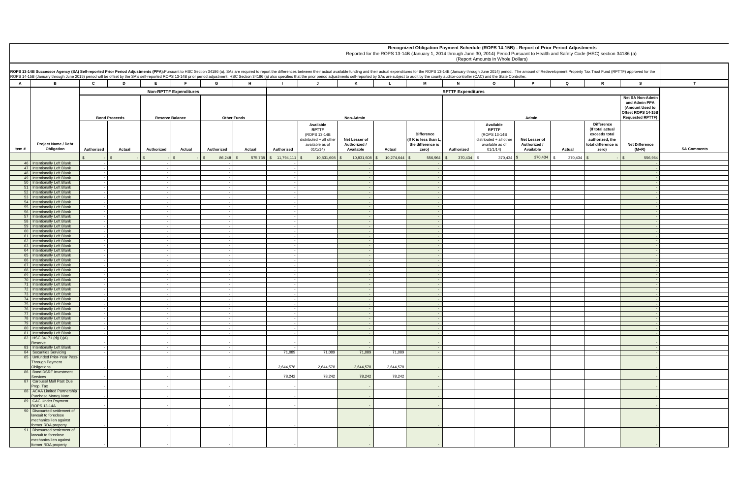**Recognized Obligation Payment Schedule (ROPS 14-15B) - Report of Prior Period Adjustments**

Reported for the ROPS 13-14B (January 1, 2014 through June 30, 2014) Period Pursuant to Health and Safety Code (HSC) section 34186 (a)

(Report Amounts in Whole Dollars)

**ROPS 13-14B Successor Agency (SA) Self-reported Prior Period Adjustments (PPA):** Pursuant to HSC Section 34186 (a), SAs are required to report the differences between their actual available funding and their actual expenditures for the ROPS 13-14B (January through June 2014) period. The amount of Redevelopment Property Tax Trust Fund (RPTTF) approved for the ROPS 14-15B (January through June 2015) period will be offset by the SA's self-reported ROPS 13-14B prior period adjustment. HSC Section 34186 (a) also specifies that the prior period adjustments self-reported by SAs are subject to audit by the county auditor-controller (CAC) and the State Controller.

| A | B | C | D | E | F | G | H | I | J | K | L | M | N | O | P | Q | R | S | T |
|---|---|---|---|---|---|---|---|---|---|---|---|---|---|---|---|---|---|---|---|
| | | Non-RPTTF Expenditures | | | | | | RPTTF Expenditures | | | | | | | | | | | |
| | | Bond Proceeds | | Reserve Balance | | Other Funds | | Non-Admin | | | | | Admin | | | | | Net SA Non-Admin and Admin PPA (Amount Used to Offset ROPS 14-15B Requested RPTTF) | |
| Item # | Project Name / Debt Obligation | Authorized | Actual | Authorized | Actual | Authorized | Actual | Authorized | Available RPTTF (ROPS 13-14B distributed + all other available as of 01/1/14) | Net Lesser of Authorized / Available | Actual | Difference (If K is less than L, the difference is zero) | Authorized | Available RPTTF (ROPS 13-14B distributed + all other available as of 01/1/14) | Net Lesser of Authorized / Available | Actual | Difference (If total actual exceeds total authorized, the total difference is zero) | Net Difference (M+R) | SA Comments |
| | | $ - | $ - | $ - | $ - | $ 86,248 | $ 575,738 | $ 11,794,111 | $ 10,831,608 | $ 10,831,608 | $ 10,274,644 | $ 556,964 | $ 370,434 | $ 370,434 | $ 370,434 | $ 370,434 | $ - | $ 556,964 | |
| 46 | Intentionally Left Blank | - | | - | | - | | - | | - | | - | | | | | | - | |
| 47 | Intentionally Left Blank | - | | - | | - | | - | | - | | - | | | | | | - | |
| 48 | Intentionally Left Blank | - | | - | | - | | - | | - | | - | | | | | | - | |
| 49 | Intentionally Left Blank | - | | - | | - | | - | | - | | - | | | | | | - | |
| 50 | Intentionally Left Blank | - | | - | | - | | - | | - | | - | | | | | | - | |
| 51 | Intentionally Left Blank | - | | - | | - | | - | | - | | - | | | | | | - | |
| 52 | Intentionally Left Blank | - | | - | | - | | - | | - | | - | | | | | | - | |
| 53 | Intentionally Left Blank | - | | - | | - | | - | | - | | - | | | | | | - | |
| 54 | Intentionally Left Blank | - | | - | | - | | - | | - | | - | | | | | | - | |
| 55 | Intentionally Left Blank | - | | - | | - | | - | | - | | - | | | | | | - | |
| 56 | Intentionally Left Blank | - | | - | | - | | - | | - | | - | | | | | | - | |
| 57 | Intentionally Left Blank | - | | - | | - | | - | | - | | - | | | | | | - | |
| 58 | Intentionally Left Blank | - | | - | | - | | - | | - | | - | | | | | | - | |
| 59 | Intentionally Left Blank | - | | - | | - | | - | | - | | - | | | | | | - | |
| 60 | Intentionally Left Blank | - | | - | | - | | - | | - | | - | | | | | | - | |
| 61 | Intentionally Left Blank | - | | - | | - | | - | | - | | - | | | | | | - | |
| 62 | Intentionally Left Blank | - | | - | | - | | - | | - | | - | | | | | | - | |
| 63 | Intentionally Left Blank | - | | - | | - | | - | | - | | - | | | | | | - | |
| 64 | Intentionally Left Blank | - | | - | | - | | - | | - | | - | | | | | | - | |
| 65 | Intentionally Left Blank | - | | - | | - | | - | | - | | - | | | | | | - | |
| 66 | Intentionally Left Blank | - | | - | | - | | - | | - | | - | | | | | | - | |
| 67 | Intentionally Left Blank | - | | - | | - | | - | | - | | - | | | | | | - | |
| 68 | Intentionally Left Blank | - | | - | | - | | - | | - | | - | | | | | | - | |
| 69 | Intentionally Left Blank | - | | - | | - | | - | | - | | - | | | | | | - | |
| 70 | Intentionally Left Blank | - | | - | | - | | - | | - | | - | | | | | | - | |
| 71 | Intentionally Left Blank | - | | - | | - | | - | | - | | - | | | | | | - | |
| 72 | Intentionally Left Blank | - | | - | | - | | - | | - | | - | | | | | | - | |
| 73 | Intentionally Left Blank | - | | - | | - | | - | | - | | - | | | | | | - | |
| 74 | Intentionally Left Blank | - | | - | | - | | - | | - | | - | | | | | | - | |
| 75 | Intentionally Left Blank | - | | - | | - | | - | | - | | - | | | | | | - | |
| 76 | Intentionally Left Blank | - | | - | | - | | - | | - | | - | | | | | | - | |
| 77 | Intentionally Left Blank | - | | - | | - | | - | | - | | - | | | | | | - | |
| 78 | Intentionally Left Blank | - | | - | | - | | - | | - | | - | | | | | | - | |
| 79 | Intentionally Left Blank | - | | - | | - | | - | | - | | - | | | | | | - | |
| 80 | Intentionally Left Blank | - | | - | | - | | - | | - | | - | | | | | | - | |
| 81 | Intentionally Left Blank | - | | - | | - | | - | | - | | - | | | | | | - | |
| 82 | HSC 34171 (d)(1)(A) Reserve | - | | - | | - | | - | | - | | - | | | | | | - | |
| 83 | Intentionally Left Blank | - | | - | | - | | - | | - | | - | | | | | | - | |
| 84 | Securities Servicing | - | | - | | - | | 71,089 | 71,089 | 71,089 | 71,089 | - | | | | | | - | |
| 85 | Unfunded Prior-Year Pass-Through Payment Obligations | - | | - | | - | | 2,644,578 | 2,644,578 | 2,644,578 | 2,644,578 | - | | | | | | - | |
| 86 | Bond DSRF Investment Services | - | | - | | - | | 78,242 | 78,242 | 78,242 | 78,242 | - | | | | | | - | |
| 87 | Carousel Mall Past Due Prop. Tax | - | | - | | - | | - | | - | | - | | | | | | - | |
| 88 | ACAA Limited Partnership Purchase Money Note | - | | - | | - | | - | | - | | - | | | | | | - | |
| 89 | CAC Under Payment ROPS 13-14A | - | | - | | - | | - | | - | | - | | | | | | - | |
| 90 | Discounted settlement of lawsuit to foreclose mechanics lien against former RDA property | - | | - | | - | | - | | - | | - | | | | | | - | |
| 91 | Discounted settlement of lawsuit to foreclose mechanics lien against former RDA property | - | | - | | - | | - | | - | | - | | | | | | - | |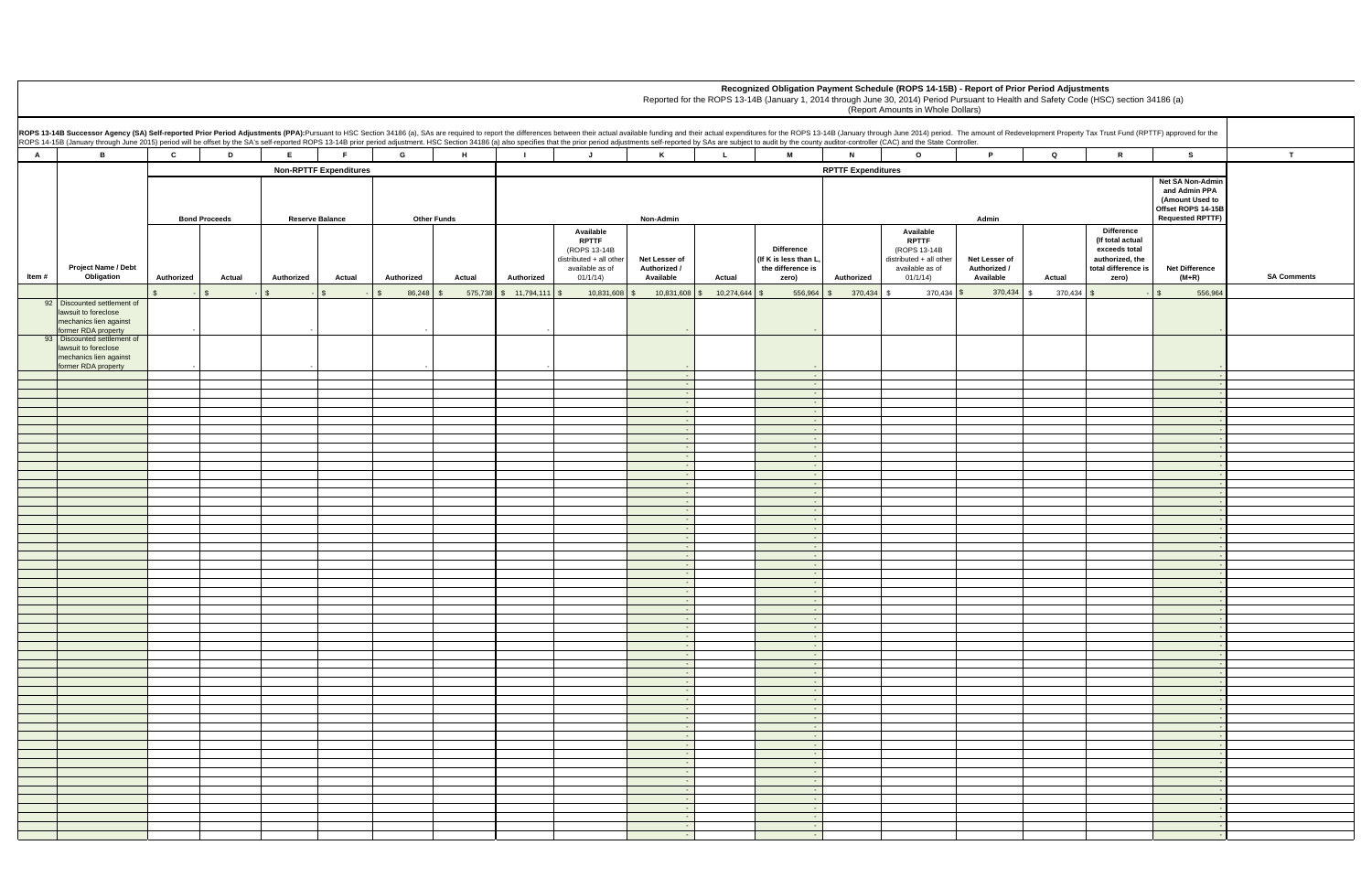**Recognized Obligation Payment Schedule (ROPS 14-15B) - Report of Prior Period Adjustments**

Reported for the ROPS 13-14B (January 1, 2014 through June 30, 2014) Period Pursuant to Health and Safety Code (HSC) section 34186 (a)

(Report Amounts in Whole Dollars)

**ROPS 13-14B Successor Agency (SA) Self-reported Prior Period Adjustments (PPA):** Pursuant to HSC Section 34186 (a), SAs are required to report the differences between their actual available funding and their actual expenditures for the ROPS 13-14B (January through June 2014) period. The amount of Redevelopment Property Tax Trust Fund (RPTTF) approved for the ROPS 14-15B (January through June 2015) period will be offset by the SA's self-reported ROPS 13-14B prior period adjustment. HSC Section 34186 (a) also specifies that the prior period adjustments self-reported by SAs are subject to audit by the county auditor-controller (CAC) and the State Controller.

| A | B | C | D | E | F | G | H | I | J | K | L | M | N | O | P | Q | R | S | T |
|---|---|---|---|---|---|---|---|---|---|---|---|---|---|---|---|---|---|---|---|
| | | Non-RPTTF Expenditures | | | | | | RPTTF Expenditures | | | | | | | | | | | |
| | | Bond Proceeds | | Reserve Balance | | Other Funds | | Non-Admin | | | | | Admin | | | | | Net SA Non-Admin and Admin PPA (Amount Used to Offset ROPS 14-15B Requested RPTTF) | |
| Item # | Project Name / Debt Obligation | Authorized | Actual | Authorized | Actual | Authorized | Actual | Authorized | Available RPTTF (ROPS 13-14B distributed + all other available as of 01/1/14) | Net Lesser of Authorized / Available | Actual | Difference (If K is less than L, the difference is zero) | Authorized | Available RPTTF (ROPS 13-14B distributed + all other available as of 01/1/14) | Net Lesser of Authorized / Available | Actual | Difference (If total actual exceeds total authorized, the total difference is zero) | Net Difference (M+R) | SA Comments |
| | | $ - | $ - | $ - | $ - | $ 86,248 | $ 575,738 | $ 11,794,111 | $ 10,831,608 | $ 10,831,608 | $ 10,274,644 | $ 556,964 | $ 370,434 | $ 370,434 | $ 370,434 | $ 370,434 | $ - | $ 556,964 | |
| 92 | Discounted settlement of lawsuit to foreclose mechanics lien against former RDA property | - | | - | | - | | - | | - | | - | | | | | | - | |
| 93 | Discounted settlement of lawsuit to foreclose mechanics lien against former RDA property | - | | - | | - | | - | | - | | - | | | | | | - | |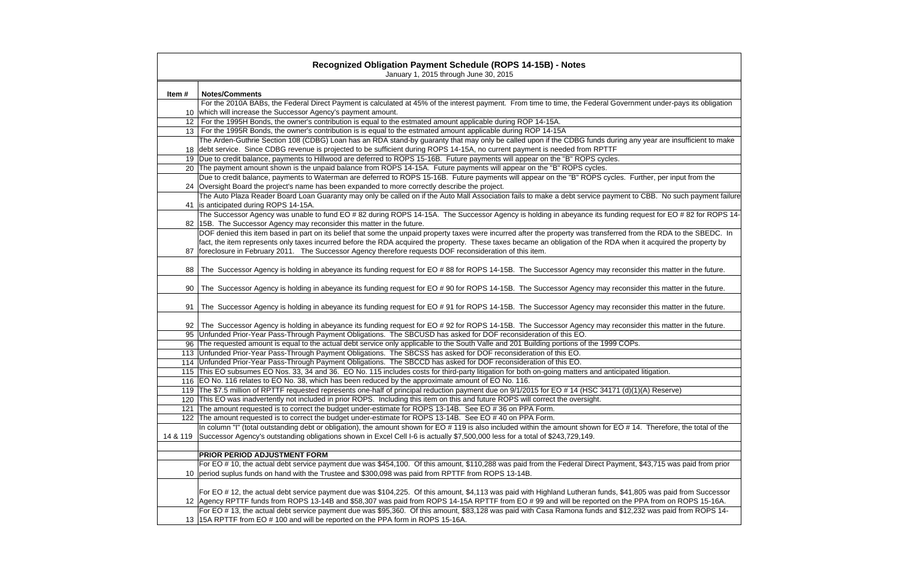## Recognized Obligation Payment Schedule (ROPS 14-15B) - Notes

January 1, 2015 through June 30, 2015

| Item # | Notes/Comments |
|---|---|
| 10 | For the 2010A BABs, the Federal Direct Payment is calculated at 45% of the interest payment. From time to time, the Federal Government under-pays its obligation which will increase the Successor Agency's payment amount. |
| 12 | For the 1995H Bonds, the owner's contribution is equal to the estmated amount applicable during ROP 14-15A. |
| 13 | For the 1995R Bonds, the owner's contribution is is equal to the estmated amount applicable during ROP 14-15A |
| 18 | The Arden-Guthrie Section 108 (CDBG) Loan has an RDA stand-by guaranty that may only be called upon if the CDBG funds during any year are insufficient to make debt service. Since CDBG revenue is projected to be sufficient during ROPS 14-15A, no current payment is needed from RPTTF |
| 19 | Due to credit balance, payments to Hillwood are deferred to ROPS 15-16B. Future payments will appear on the "B" ROPS cycles. |
| 20 | The payment amount shown is the unpaid balance from ROPS 14-15A. Future payments will appear on the "B" ROPS cycles. |
| 24 | Due to credit balance, payments to Waterman are deferred to ROPS 15-16B. Future payments will appear on the "B" ROPS cycles. Further, per input from the Oversight Board the project's name has been expanded to more correctly describe the project. |
| 41 | The Auto Plaza Reader Board Loan Guaranty may only be called on if the Auto Mall Association fails to make a debt service payment to CBB. No such payment failure is anticipated during ROPS 14-15A. |
| 82 | The Successor Agency was unable to fund EO # 82 during ROPS 14-15A. The Successor Agency is holding in abeyance its funding request for EO # 82 for ROPS 14-15B. The Successor Agency may reconsider this matter in the future. |
| 87 | DOF denied this item based in part on its belief that some the unpaid property taxes were incurred after the property was transferred from the RDA to the SBEDC. In fact, the item represents only taxes incurred before the RDA acquired the property. These taxes became an obligation of the RDA when it acquired the property by foreclosure in February 2011. The Successor Agency therefore requests DOF reconsideration of this item. |
| 88 | The Successor Agency is holding in abeyance its funding request for EO # 88 for ROPS 14-15B. The Successor Agency may reconsider this matter in the future. |
| 90 | The Successor Agency is holding in abeyance its funding request for EO # 90 for ROPS 14-15B. The Successor Agency may reconsider this matter in the future. |
| 91 | The Successor Agency is holding in abeyance its funding request for EO # 91 for ROPS 14-15B. The Successor Agency may reconsider this matter in the future. |
| 92 | The Successor Agency is holding in abeyance its funding request for EO # 92 for ROPS 14-15B. The Successor Agency may reconsider this matter in the future. |
| 95 | Unfunded Prior-Year Pass-Through Payment Obligations. The SBCUSD has asked for DOF reconsideration of this EO. |
| 96 | The requested amount is equal to the actual debt service only applicable to the South Valle and 201 Building portions of the 1999 COPs. |
| 113 | Unfunded Prior-Year Pass-Through Payment Obligations. The SBCSS has asked for DOF reconsideration of this EO. |
| 114 | Unfunded Prior-Year Pass-Through Payment Obligations. The SBCCD has asked for DOF reconsideration of this EO. |
| 115 | This EO subsumes EO Nos. 33, 34 and 36. EO No. 115 includes costs for third-party litigation for both on-going matters and anticipated litigation. |
| 116 | EO No. 116 relates to EO No. 38, which has been reduced by the approximate amount of EO No. 116. |
| 119 | The $7.5 million of RPTTF requested represents one-half of principal reduction payment due on 9/1/2015 for EO # 14 (HSC 34171 (d)(1)(A) Reserve) |
| 120 | This EO was inadvertently not included in prior ROPS. Including this item on this and future ROPS will correct the oversight. |
| 121 | The amount requested is to correct the budget under-estimate for ROPS 13-14B. See EO # 36 on PPA Form. |
| 122 | The amount requested is to correct the budget under-estimate for ROPS 13-14B. See EO # 40 on PPA Form. |
| 14 & 119 | In column "I" (total outstanding debt or obligation), the amount shown for EO # 119 is also included within the amount shown for EO # 14. Therefore, the total of the Successor Agency's outstanding obligations shown in Excel Cell I-6 is actually $7,500,000 less for a total of $243,729,149. |
| | |
| | **PRIOR PERIOD ADJUSTMENT FORM** |
| 10 | For EO # 10, the actual debt service payment due was $454,100. Of this amount, $110,288 was paid from the Federal Direct Payment, $43,715 was paid from prior period suplus funds on hand with the Trustee and $300,098 was paid from RPTTF from ROPS 13-14B. |
| 12 | For EO # 12, the actual debt service payment due was $104,225. Of this amount, $4,113 was paid with Highland Lutheran funds, $41,805 was paid from Successor Agency RPTTF funds from ROPS 13-14B and $58,307 was paid from ROPS 14-15A RPTTF from EO # 99 and will be reported on the PPA from on ROPS 15-16A. |
| 13 | For EO # 13, the actual debt service payment due was $95,360. Of this amount, $83,128 was paid with Casa Ramona funds and $12,232 was paid from ROPS 14-15A RPTTF from EO # 100 and will be reported on the PPA form in ROPS 15-16A. |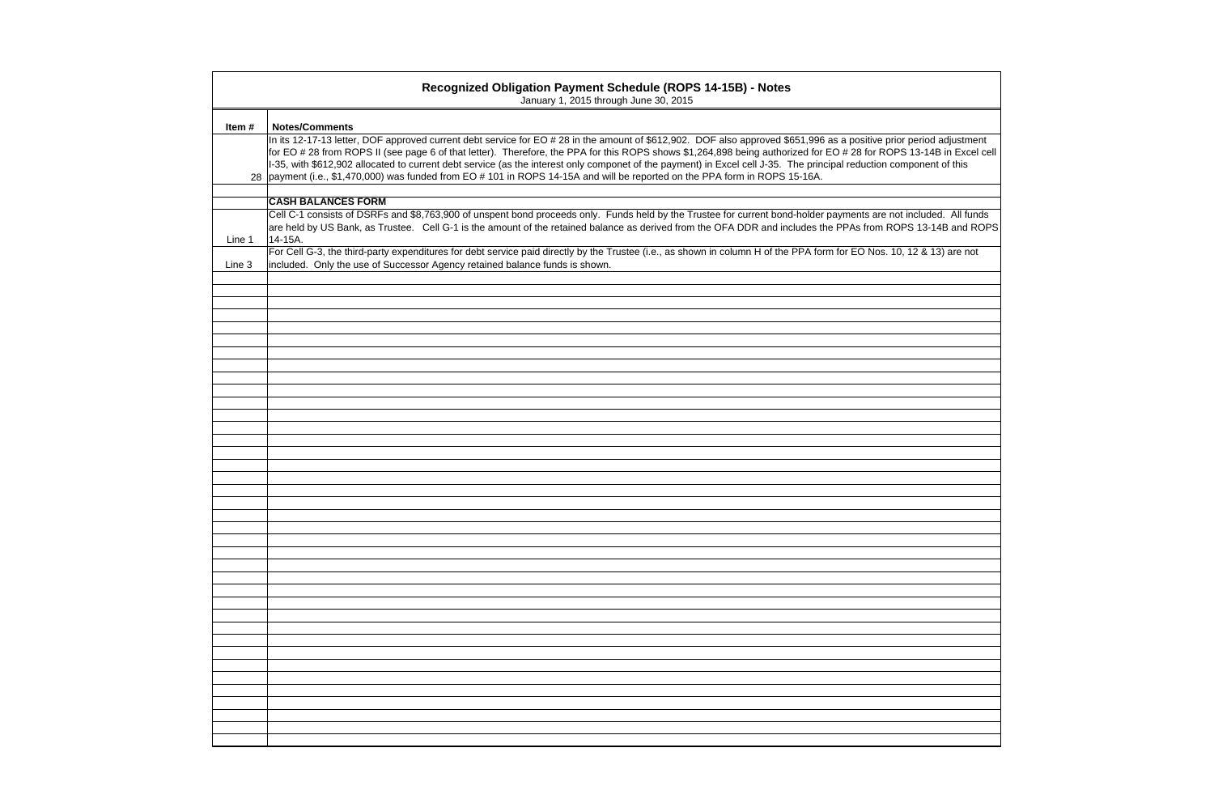# Recognized Obligation Payment Schedule (ROPS 14-15B) - Notes

January 1, 2015 through June 30, 2015

| Item # | Notes/Comments |
| --- | --- |
| 28 | In its 12-17-13 letter, DOF approved current debt service for EO # 28 in the amount of $612,902. DOF also approved $651,996 as a positive prior period adjustment for EO # 28 from ROPS II (see page 6 of that letter). Therefore, the PPA for this ROPS shows $1,264,898 being authorized for EO # 28 for ROPS 13-14B in Excel cell I-35, with $612,902 allocated to current debt service (as the interest only componet of the payment) in Excel cell J-35. The principal reduction component of this payment (i.e., $1,470,000) was funded from EO # 101 in ROPS 14-15A and will be reported on the PPA form in ROPS 15-16A. |
| | |
| | **CASH BALANCES FORM** |
| Line 1 | Cell C-1 consists of DSRFs and $8,763,900 of unspent bond proceeds only. Funds held by the Trustee for current bond-holder payments are not included. All funds are held by US Bank, as Trustee. Cell G-1 is the amount of the retained balance as derived from the OFA DDR and includes the PPAs from ROPS 13-14B and ROPS 14-15A. |
| Line 3 | For Cell G-3, the third-party expenditures for debt service paid directly by the Trustee (i.e., as shown in column H of the PPA form for EO Nos. 10, 12 & 13) are not included. Only the use of Successor Agency retained balance funds is shown. |